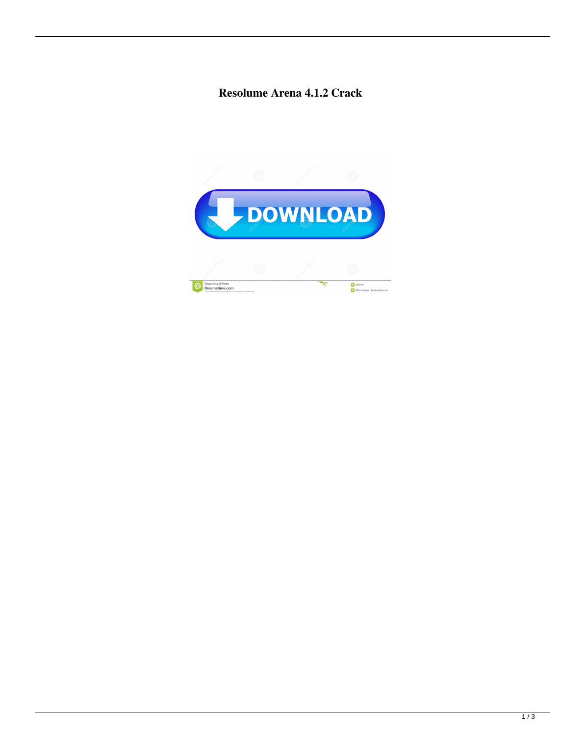# Resolume Arena 4.1.2 Crack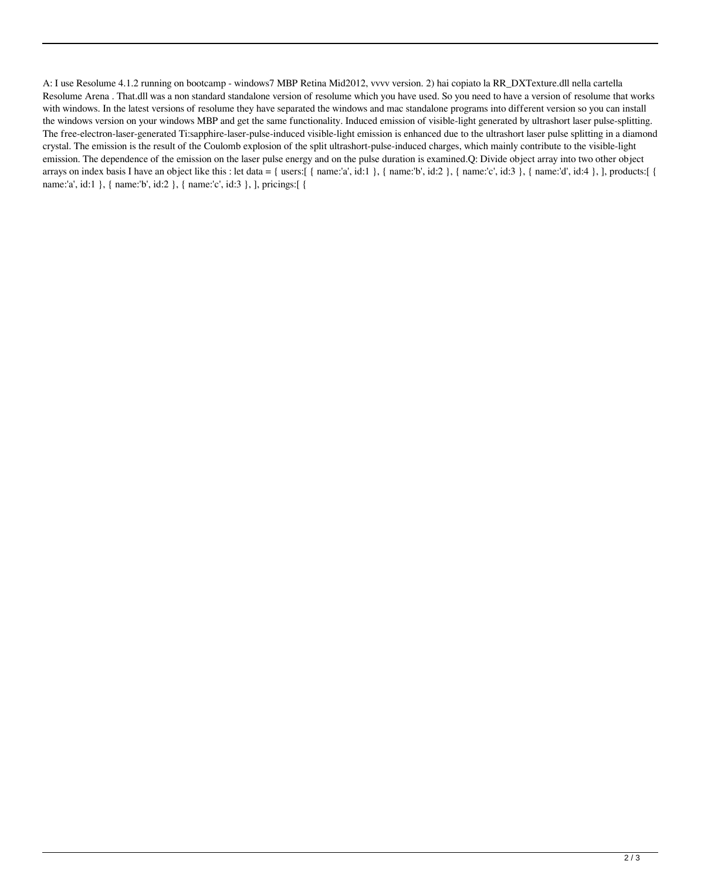A: I use Resolume 4.1.2 running on bootcamp - windows7 MBP Retina Mid2012, vvvv version. 2) hai copiato la RR_DXTexture.dll nella cartella Resolume Arena . That.dll was a non standard standalone version of resolume which you have used. So you need to have a version of resolume that works with windows. In the latest versions of resolume they have separated the windows and mac standalone programs into different version so you can install the windows version on your windows MBP and get the same functionality. Induced emission of visible-light generated by ultrashort laser pulse-splitting. The free-electron-laser-generated Ti:sapphire-laser-pulse-induced visible-light emission is enhanced due to the ultrashort laser pulse splitting in a diamond crystal. The emission is the result of the Coulomb explosion of the split ultrashort-pulse-induced charges, which mainly contribute to the visible-light emission. The dependence of the emission on the laser pulse energy and on the pulse duration is examined.Q: Divide object array into two other object arrays on index basis I have an object like this : let data = { users:[ { name:'a', id:1 }, { name:'b', id:2 }, { name:'c', id:3 }, { name:'d', id:4 }, ], products:[ { name:'a', id:1 }, { name:'b', id:2 }, { name:'c', id:3 }, ], pricings:[ {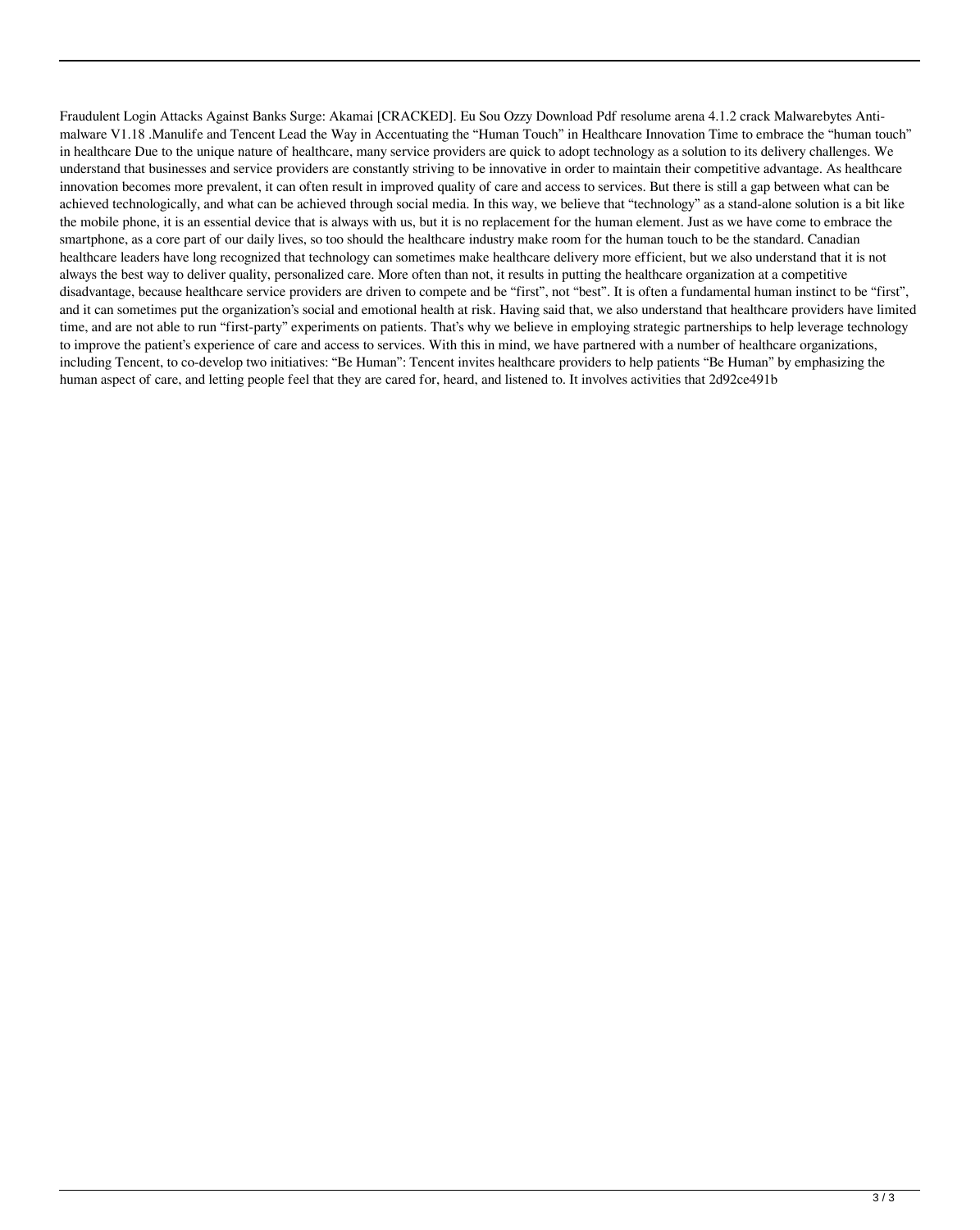Fraudulent Login Attacks Against Banks Surge: Akamai [CRACKED]. Eu Sou Ozzy Download Pdf resolume arena 4.1.2 crack Malwarebytes Anti-malware V1.18 .Manulife and Tencent Lead the Way in Accentuating the "Human Touch" in Healthcare Innovation Time to embrace the "human touch" in healthcare Due to the unique nature of healthcare, many service providers are quick to adopt technology as a solution to its delivery challenges. We understand that businesses and service providers are constantly striving to be innovative in order to maintain their competitive advantage. As healthcare innovation becomes more prevalent, it can often result in improved quality of care and access to services. But there is still a gap between what can be achieved technologically, and what can be achieved through social media. In this way, we believe that "technology" as a stand-alone solution is a bit like the mobile phone, it is an essential device that is always with us, but it is no replacement for the human element. Just as we have come to embrace the smartphone, as a core part of our daily lives, so too should the healthcare industry make room for the human touch to be the standard. Canadian healthcare leaders have long recognized that technology can sometimes make healthcare delivery more efficient, but we also understand that it is not always the best way to deliver quality, personalized care. More often than not, it results in putting the healthcare organization at a competitive disadvantage, because healthcare service providers are driven to compete and be "first", not "best". It is often a fundamental human instinct to be "first", and it can sometimes put the organization's social and emotional health at risk. Having said that, we also understand that healthcare providers have limited time, and are not able to run "first-party" experiments on patients. That's why we believe in employing strategic partnerships to help leverage technology to improve the patient's experience of care and access to services. With this in mind, we have partnered with a number of healthcare organizations, including Tencent, to co-develop two initiatives: "Be Human": Tencent invites healthcare providers to help patients "Be Human" by emphasizing the human aspect of care, and letting people feel that they are cared for, heard, and listened to. It involves activities that 2d92ce491b